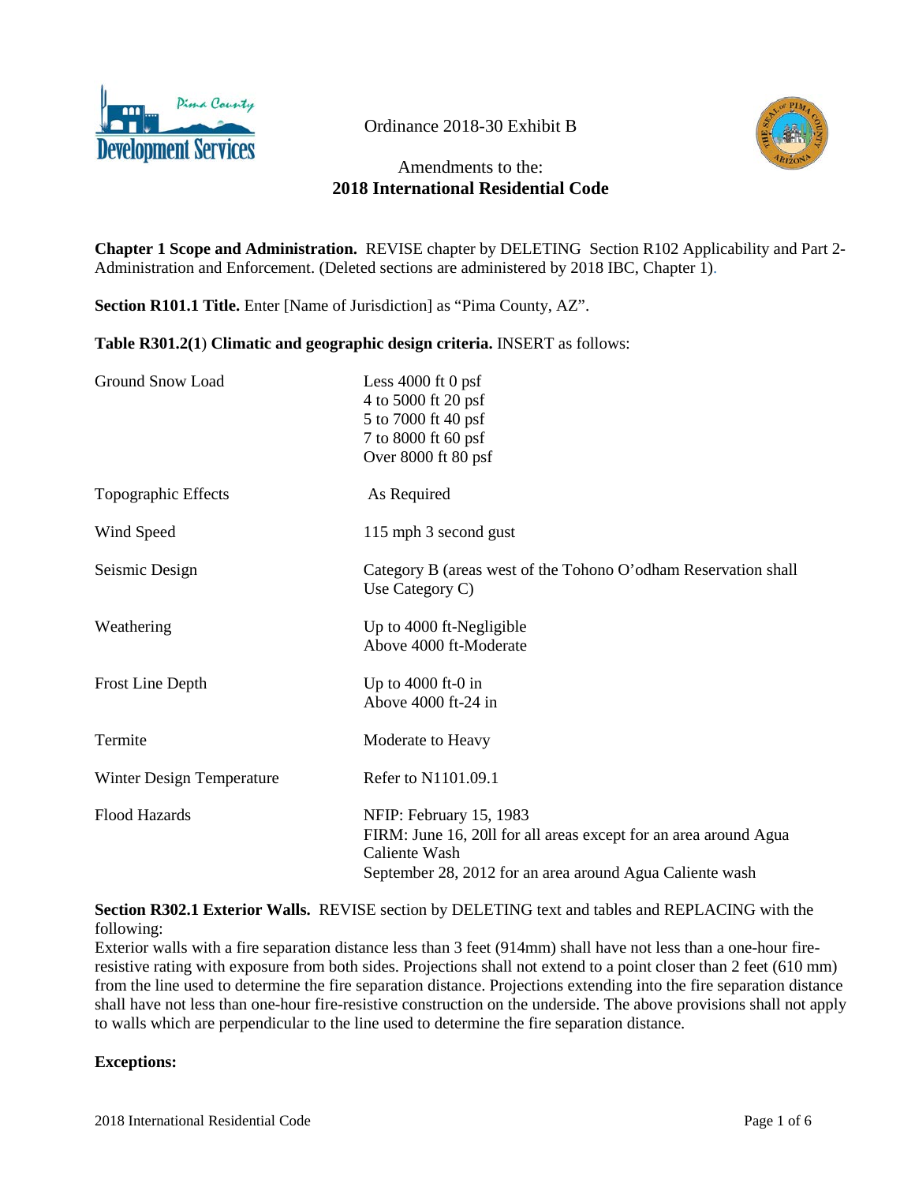Ordinance 2018-30 Exhibit B

Amendments to the:
**2018 International Residential Code**

**Chapter 1 Scope and Administration.** REVISE chapter by DELETING Section R102 Applicability and Part 2-Administration and Enforcement. (Deleted sections are administered by 2018 IBC, Chapter 1).

**Section R101.1 Title.** Enter [Name of Jurisdiction] as "Pima County, AZ".

**Table R301.2(1) Climatic and geographic design criteria.** INSERT as follows:

| | |
|---|---|
| Ground Snow Load | Less 4000 ft 0 psf<br>4 to 5000 ft 20 psf<br>5 to 7000 ft 40 psf<br>7 to 8000 ft 60 psf<br>Over 8000 ft 80 psf |
| Topographic Effects | As Required |
| Wind Speed | 115 mph 3 second gust |
| Seismic Design | Category B (areas west of the Tohono O'odham Reservation shall Use Category C) |
| Weathering | Up to 4000 ft-Negligible<br>Above 4000 ft-Moderate |
| Frost Line Depth | Up to 4000 ft-0 in<br>Above 4000 ft-24 in |
| Termite | Moderate to Heavy |
| Winter Design Temperature | Refer to N1101.09.1 |
| Flood Hazards | NFIP: February 15, 1983<br>FIRM: June 16, 20ll for all areas except for an area around Agua Caliente Wash<br>September 28, 2012 for an area around Agua Caliente wash |

**Section R302.1 Exterior Walls.** REVISE section by DELETING text and tables and REPLACING with the following:

Exterior walls with a fire separation distance less than 3 feet (914mm) shall have not less than a one-hour fire-resistive rating with exposure from both sides. Projections shall not extend to a point closer than 2 feet (610 mm) from the line used to determine the fire separation distance. Projections extending into the fire separation distance shall have not less than one-hour fire-resistive construction on the underside. The above provisions shall not apply to walls which are perpendicular to the line used to determine the fire separation distance.

**Exceptions:**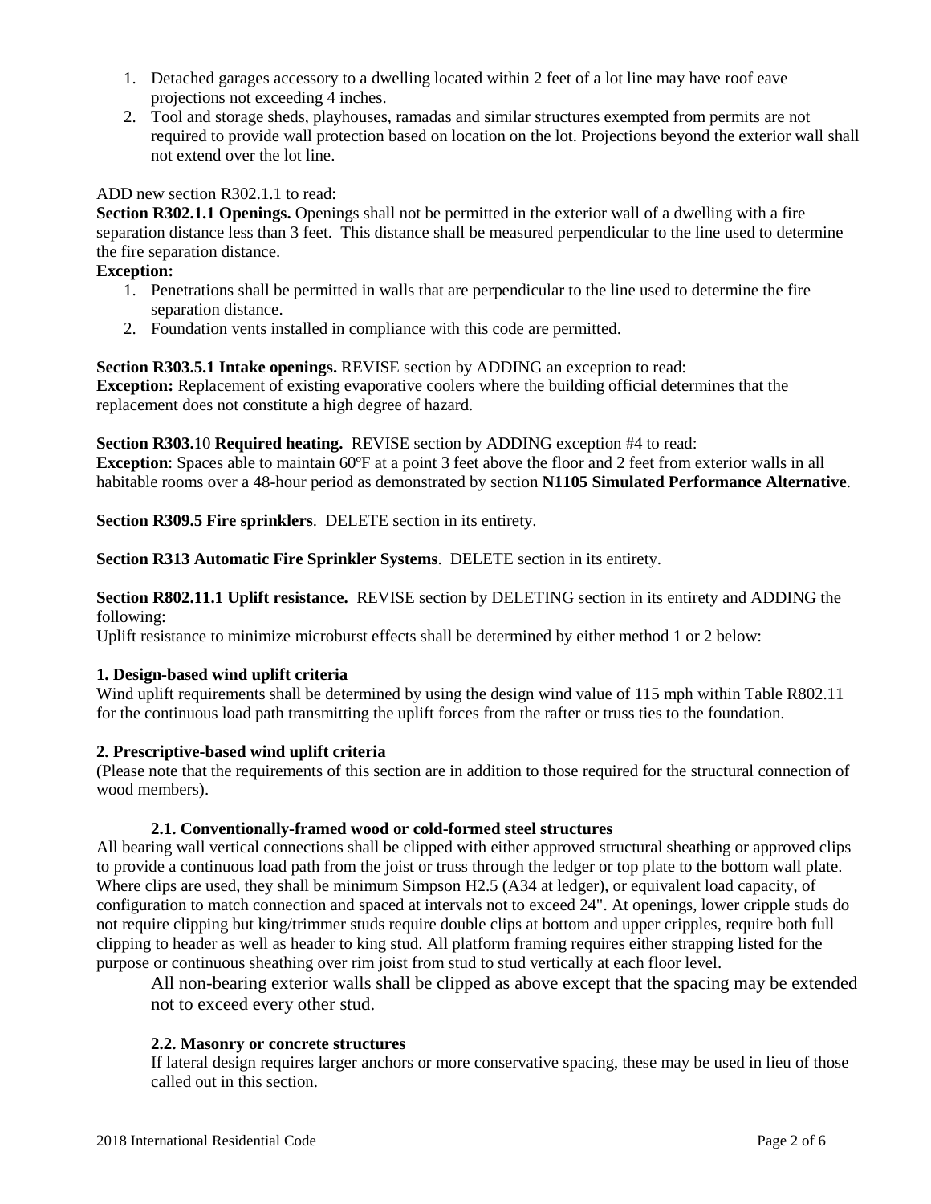1. Detached garages accessory to a dwelling located within 2 feet of a lot line may have roof eave projections not exceeding 4 inches.
2. Tool and storage sheds, playhouses, ramadas and similar structures exempted from permits are not required to provide wall protection based on location on the lot. Projections beyond the exterior wall shall not extend over the lot line.

ADD new section R302.1.1 to read:

**Section R302.1.1 Openings.** Openings shall not be permitted in the exterior wall of a dwelling with a fire separation distance less than 3 feet. This distance shall be measured perpendicular to the line used to determine the fire separation distance.

**Exception:**

1. Penetrations shall be permitted in walls that are perpendicular to the line used to determine the fire separation distance.
2. Foundation vents installed in compliance with this code are permitted.

**Section R303.5.1 Intake openings.** REVISE section by ADDING an exception to read:

**Exception:** Replacement of existing evaporative coolers where the building official determines that the replacement does not constitute a high degree of hazard.

**Section R303.**10 **Required heating.** REVISE section by ADDING exception #4 to read:

**Exception**: Spaces able to maintain 60ºF at a point 3 feet above the floor and 2 feet from exterior walls in all habitable rooms over a 48-hour period as demonstrated by section **N1105 Simulated Performance Alternative**.

**Section R309.5 Fire sprinklers**. DELETE section in its entirety.

**Section R313 Automatic Fire Sprinkler Systems**. DELETE section in its entirety.

**Section R802.11.1 Uplift resistance.** REVISE section by DELETING section in its entirety and ADDING the following:

Uplift resistance to minimize microburst effects shall be determined by either method 1 or 2 below:

**1. Design-based wind uplift criteria**

Wind uplift requirements shall be determined by using the design wind value of 115 mph within Table R802.11 for the continuous load path transmitting the uplift forces from the rafter or truss ties to the foundation.

**2. Prescriptive-based wind uplift criteria**

(Please note that the requirements of this section are in addition to those required for the structural connection of wood members).

**2.1. Conventionally-framed wood or cold-formed steel structures**

All bearing wall vertical connections shall be clipped with either approved structural sheathing or approved clips to provide a continuous load path from the joist or truss through the ledger or top plate to the bottom wall plate. Where clips are used, they shall be minimum Simpson H2.5 (A34 at ledger), or equivalent load capacity, of configuration to match connection and spaced at intervals not to exceed 24". At openings, lower cripple studs do not require clipping but king/trimmer studs require double clips at bottom and upper cripples, require both full clipping to header as well as header to king stud. All platform framing requires either strapping listed for the purpose or continuous sheathing over rim joist from stud to stud vertically at each floor level.

All non-bearing exterior walls shall be clipped as above except that the spacing may be extended not to exceed every other stud.

**2.2. Masonry or concrete structures**

If lateral design requires larger anchors or more conservative spacing, these may be used in lieu of those called out in this section.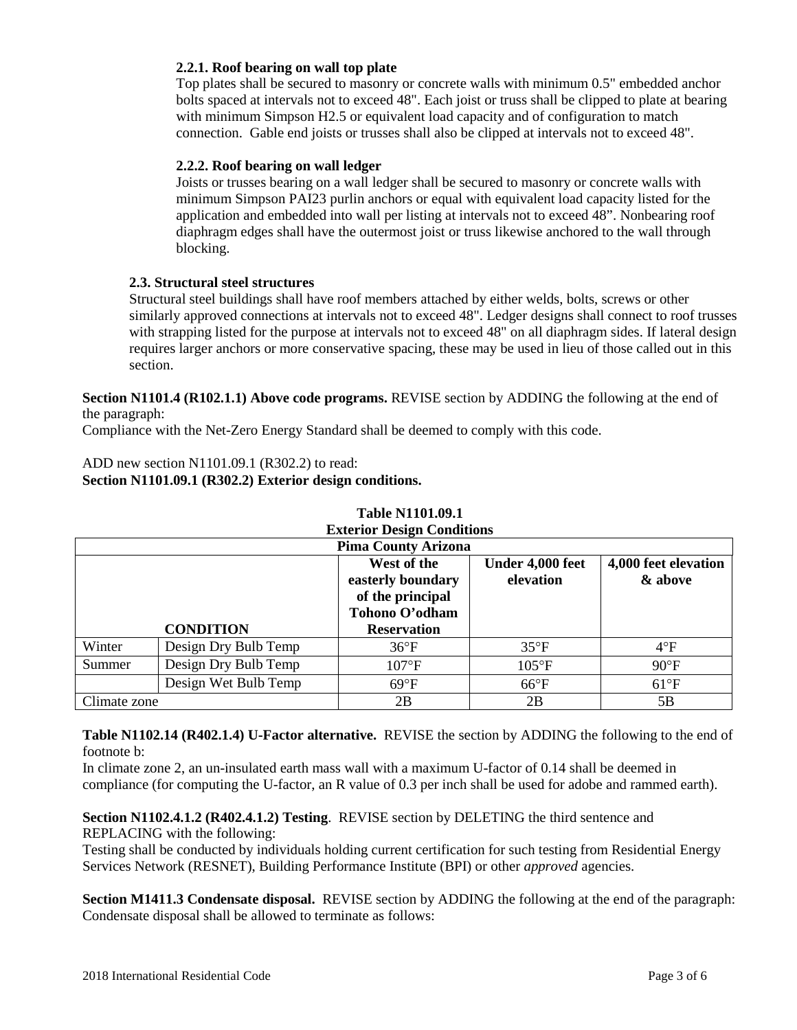**2.2.1. Roof bearing on wall top plate**

Top plates shall be secured to masonry or concrete walls with minimum 0.5" embedded anchor bolts spaced at intervals not to exceed 48". Each joist or truss shall be clipped to plate at bearing with minimum Simpson H2.5 or equivalent load capacity and of configuration to match connection. Gable end joists or trusses shall also be clipped at intervals not to exceed 48".

**2.2.2. Roof bearing on wall ledger**

Joists or trusses bearing on a wall ledger shall be secured to masonry or concrete walls with minimum Simpson PAI23 purlin anchors or equal with equivalent load capacity listed for the application and embedded into wall per listing at intervals not to exceed 48”. Nonbearing roof diaphragm edges shall have the outermost joist or truss likewise anchored to the wall through blocking.

**2.3. Structural steel structures**

Structural steel buildings shall have roof members attached by either welds, bolts, screws or other similarly approved connections at intervals not to exceed 48". Ledger designs shall connect to roof trusses with strapping listed for the purpose at intervals not to exceed 48" on all diaphragm sides. If lateral design requires larger anchors or more conservative spacing, these may be used in lieu of those called out in this section.

**Section N1101.4 (R102.1.1) Above code programs.** REVISE section by ADDING the following at the end of the paragraph:
Compliance with the Net-Zero Energy Standard shall be deemed to comply with this code.

ADD new section N1101.09.1 (R302.2) to read:
**Section N1101.09.1 (R302.2) Exterior design conditions.**

**Table N1101.09.1**
**Exterior Design Conditions**

| Pima County Arizona | | | | |
|---|---|---|---|---|
| | **CONDITION** | **West of the easterly boundary of the principal Tohono O’odham Reservation** | **Under 4,000 feet elevation** | **4,000 feet elevation & above** |
| Winter | Design Dry Bulb Temp | 36°F | 35°F | 4°F |
| Summer | Design Dry Bulb Temp | 107°F | 105°F | 90°F |
| | Design Wet Bulb Temp | 69°F | 66°F | 61°F |
| Climate zone | | 2B | 2B | 5B |

**Table N1102.14 (R402.1.4) U-Factor alternative.** REVISE the section by ADDING the following to the end of footnote b:
In climate zone 2, an un-insulated earth mass wall with a maximum U-factor of 0.14 shall be deemed in compliance (for computing the U-factor, an R value of 0.3 per inch shall be used for adobe and rammed earth).

**Section N1102.4.1.2 (R402.4.1.2) Testing**. REVISE section by DELETING the third sentence and REPLACING with the following:
Testing shall be conducted by individuals holding current certification for such testing from Residential Energy Services Network (RESNET), Building Performance Institute (BPI) or other *approved* agencies.

**Section M1411.3 Condensate disposal.** REVISE section by ADDING the following at the end of the paragraph:
Condensate disposal shall be allowed to terminate as follows: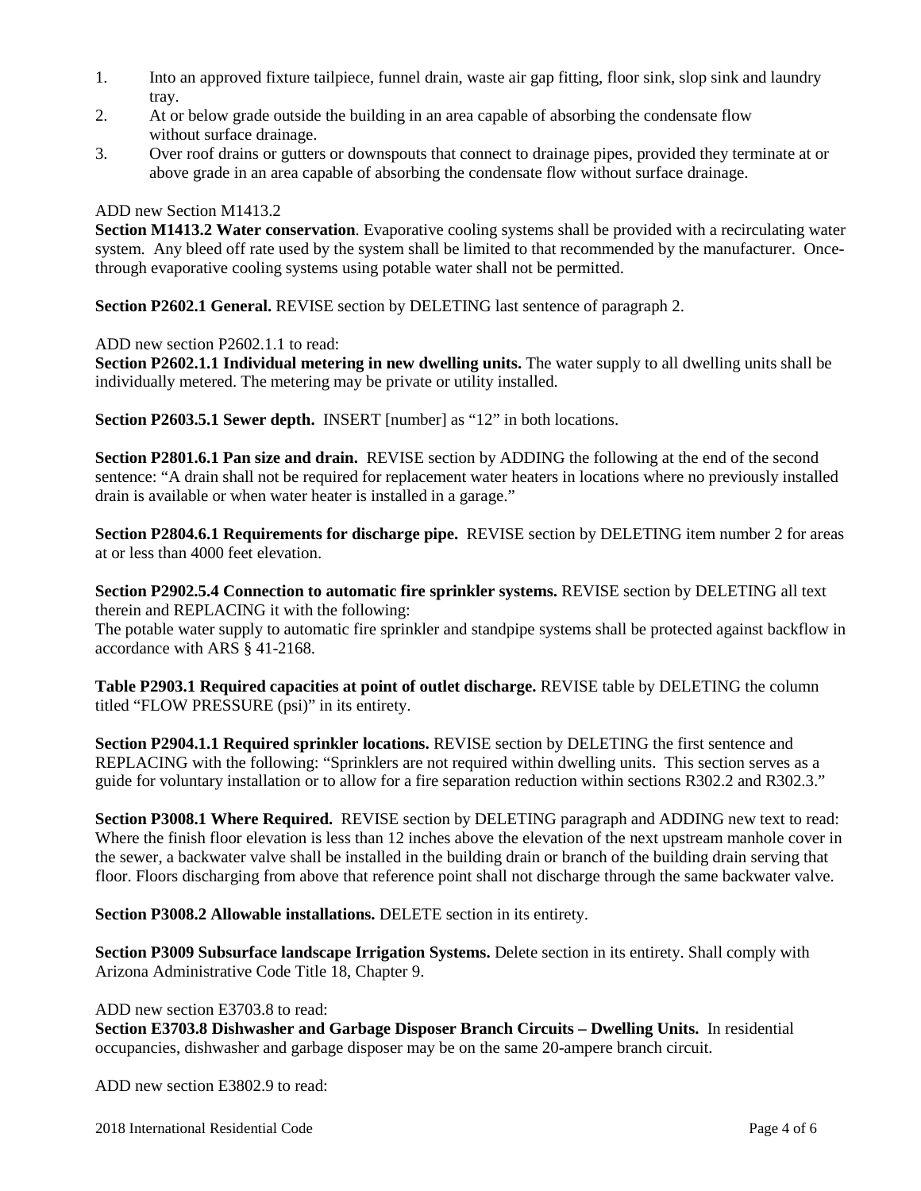1. Into an approved fixture tailpiece, funnel drain, waste air gap fitting, floor sink, slop sink and laundry tray.
2. At or below grade outside the building in an area capable of absorbing the condensate flow without surface drainage.
3. Over roof drains or gutters or downspouts that connect to drainage pipes, provided they terminate at or above grade in an area capable of absorbing the condensate flow without surface drainage.

ADD new Section M1413.2

**Section M1413.2 Water conservation**. Evaporative cooling systems shall be provided with a recirculating water system. Any bleed off rate used by the system shall be limited to that recommended by the manufacturer. Once-through evaporative cooling systems using potable water shall not be permitted.

**Section P2602.1 General.** REVISE section by DELETING last sentence of paragraph 2.

ADD new section P2602.1.1 to read:

**Section P2602.1.1 Individual metering in new dwelling units.** The water supply to all dwelling units shall be individually metered. The metering may be private or utility installed.

**Section P2603.5.1 Sewer depth.** INSERT [number] as "12" in both locations.

**Section P2801.6.1 Pan size and drain.** REVISE section by ADDING the following at the end of the second sentence: "A drain shall not be required for replacement water heaters in locations where no previously installed drain is available or when water heater is installed in a garage."

**Section P2804.6.1 Requirements for discharge pipe.** REVISE section by DELETING item number 2 for areas at or less than 4000 feet elevation.

**Section P2902.5.4 Connection to automatic fire sprinkler systems.** REVISE section by DELETING all text therein and REPLACING it with the following:

The potable water supply to automatic fire sprinkler and standpipe systems shall be protected against backflow in accordance with ARS § 41-2168.

**Table P2903.1 Required capacities at point of outlet discharge.** REVISE table by DELETING the column titled "FLOW PRESSURE (psi)" in its entirety.

**Section P2904.1.1 Required sprinkler locations.** REVISE section by DELETING the first sentence and REPLACING with the following: "Sprinklers are not required within dwelling units. This section serves as a guide for voluntary installation or to allow for a fire separation reduction within sections R302.2 and R302.3."

**Section P3008.1 Where Required.** REVISE section by DELETING paragraph and ADDING new text to read: Where the finish floor elevation is less than 12 inches above the elevation of the next upstream manhole cover in the sewer, a backwater valve shall be installed in the building drain or branch of the building drain serving that floor. Floors discharging from above that reference point shall not discharge through the same backwater valve.

**Section P3008.2 Allowable installations.** DELETE section in its entirety.

**Section P3009 Subsurface landscape Irrigation Systems.** Delete section in its entirety. Shall comply with Arizona Administrative Code Title 18, Chapter 9.

ADD new section E3703.8 to read:

**Section E3703.8 Dishwasher and Garbage Disposer Branch Circuits – Dwelling Units.** In residential occupancies, dishwasher and garbage disposer may be on the same 20-ampere branch circuit.

ADD new section E3802.9 to read: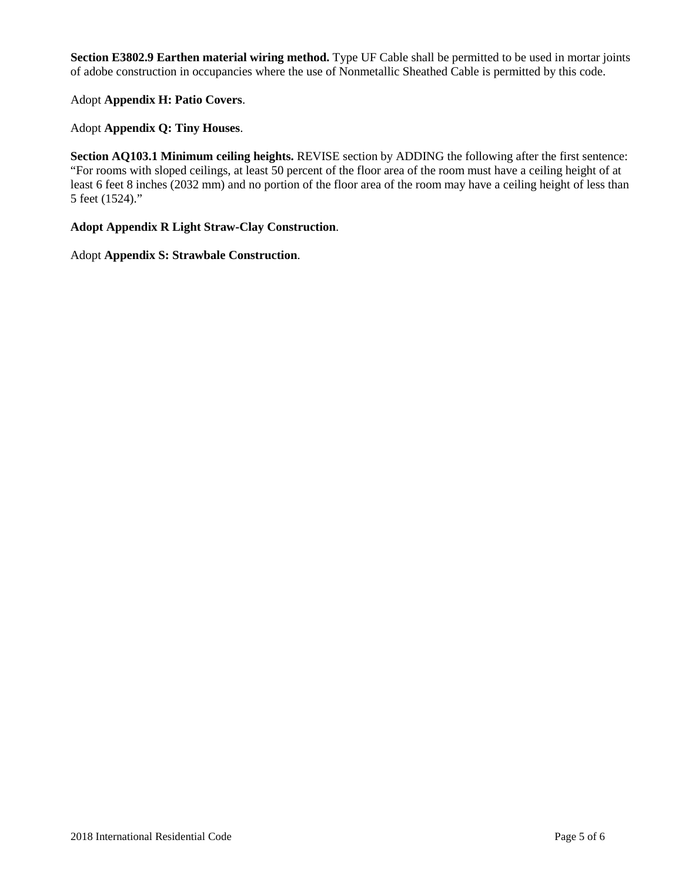**Section E3802.9 Earthen material wiring method.** Type UF Cable shall be permitted to be used in mortar joints of adobe construction in occupancies where the use of Nonmetallic Sheathed Cable is permitted by this code.

Adopt **Appendix H: Patio Covers**.

Adopt **Appendix Q: Tiny Houses**.

**Section AQ103.1 Minimum ceiling heights.** REVISE section by ADDING the following after the first sentence: "For rooms with sloped ceilings, at least 50 percent of the floor area of the room must have a ceiling height of at least 6 feet 8 inches (2032 mm) and no portion of the floor area of the room may have a ceiling height of less than 5 feet (1524)."

**Adopt Appendix R Light Straw-Clay Construction**.

Adopt **Appendix S: Strawbale Construction**.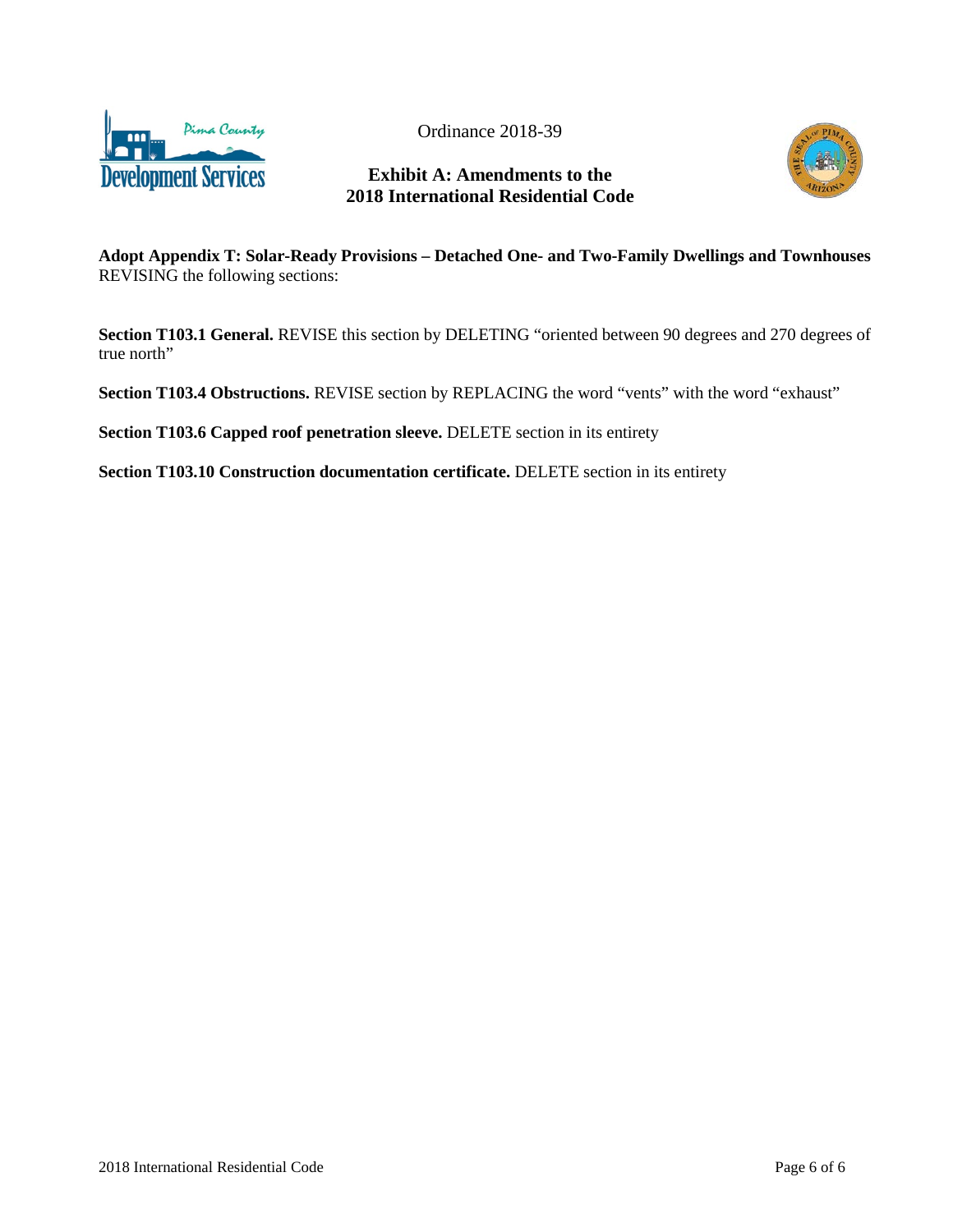Ordinance 2018-39

**Exhibit A: Amendments to the 2018 International Residential Code**

**Adopt Appendix T: Solar-Ready Provisions – Detached One- and Two-Family Dwellings and Townhouses** REVISING the following sections:

**Section T103.1 General.** REVISE this section by DELETING "oriented between 90 degrees and 270 degrees of true north"

**Section T103.4 Obstructions.** REVISE section by REPLACING the word "vents" with the word "exhaust"

**Section T103.6 Capped roof penetration sleeve.** DELETE section in its entirety

**Section T103.10 Construction documentation certificate.** DELETE section in its entirety